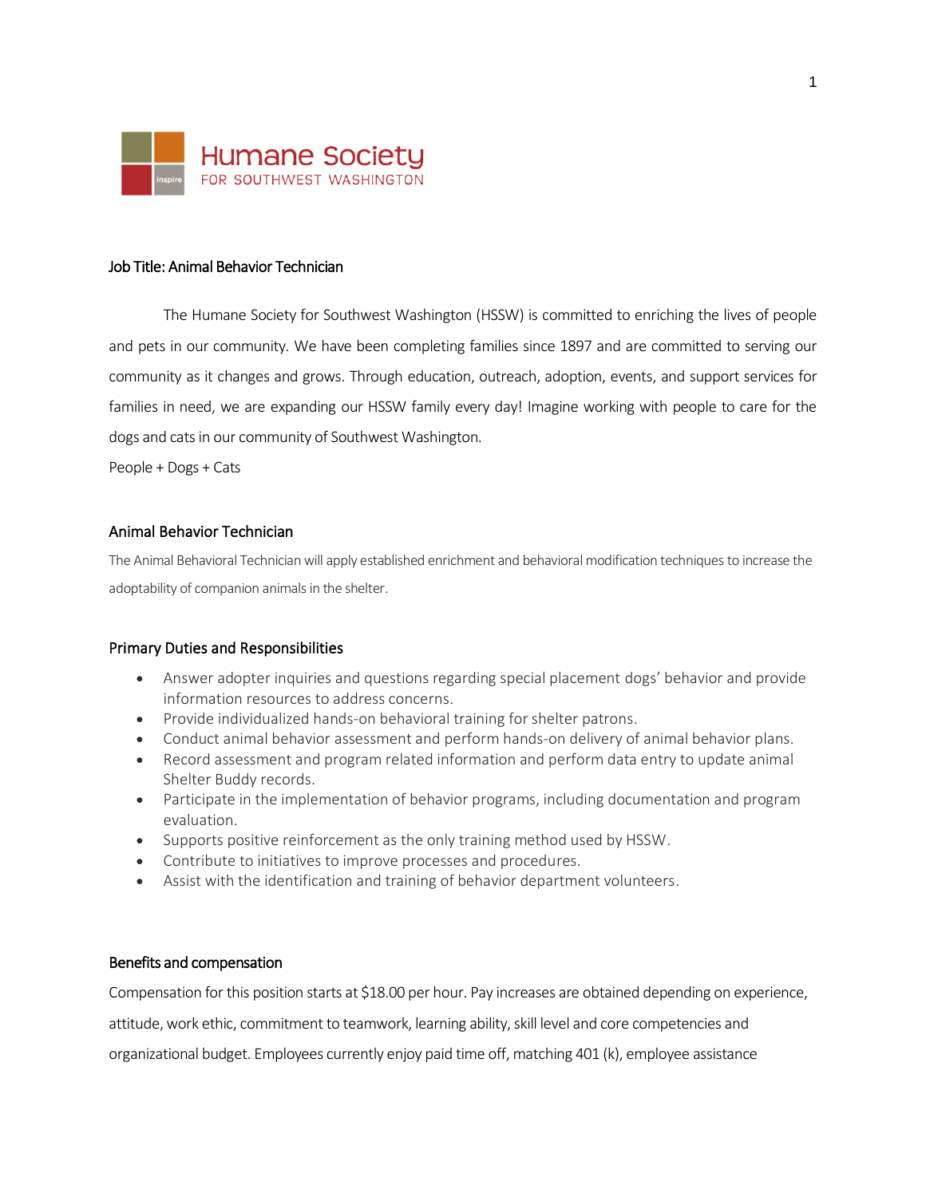Humane Society
FOR SOUTHWEST WASHINGTON

## Job Title: Animal Behavior Technician

The Humane Society for Southwest Washington (HSSW) is committed to enriching the lives of people and pets in our community. We have been completing families since 1897 and are committed to serving our community as it changes and grows. Through education, outreach, adoption, events, and support services for families in need, we are expanding our HSSW family every day! Imagine working with people to care for the dogs and cats in our community of Southwest Washington.

People + Dogs + Cats

### Animal Behavior Technician

The Animal Behavioral Technician will apply established enrichment and behavioral modification techniques to increase the adoptability of companion animals in the shelter.

### Primary Duties and Responsibilities

- Answer adopter inquiries and questions regarding special placement dogs' behavior and provide information resources to address concerns.
- Provide individualized hands-on behavioral training for shelter patrons.
- Conduct animal behavior assessment and perform hands-on delivery of animal behavior plans.
- Record assessment and program related information and perform data entry to update animal Shelter Buddy records.
- Participate in the implementation of behavior programs, including documentation and program evaluation.
- Supports positive reinforcement as the only training method used by HSSW.
- Contribute to initiatives to improve processes and procedures.
- Assist with the identification and training of behavior department volunteers.

### Benefits and compensation

Compensation for this position starts at $18.00 per hour. Pay increases are obtained depending on experience, attitude, work ethic, commitment to teamwork, learning ability, skill level and core competencies and organizational budget. Employees currently enjoy paid time off, matching 401 (k), employee assistance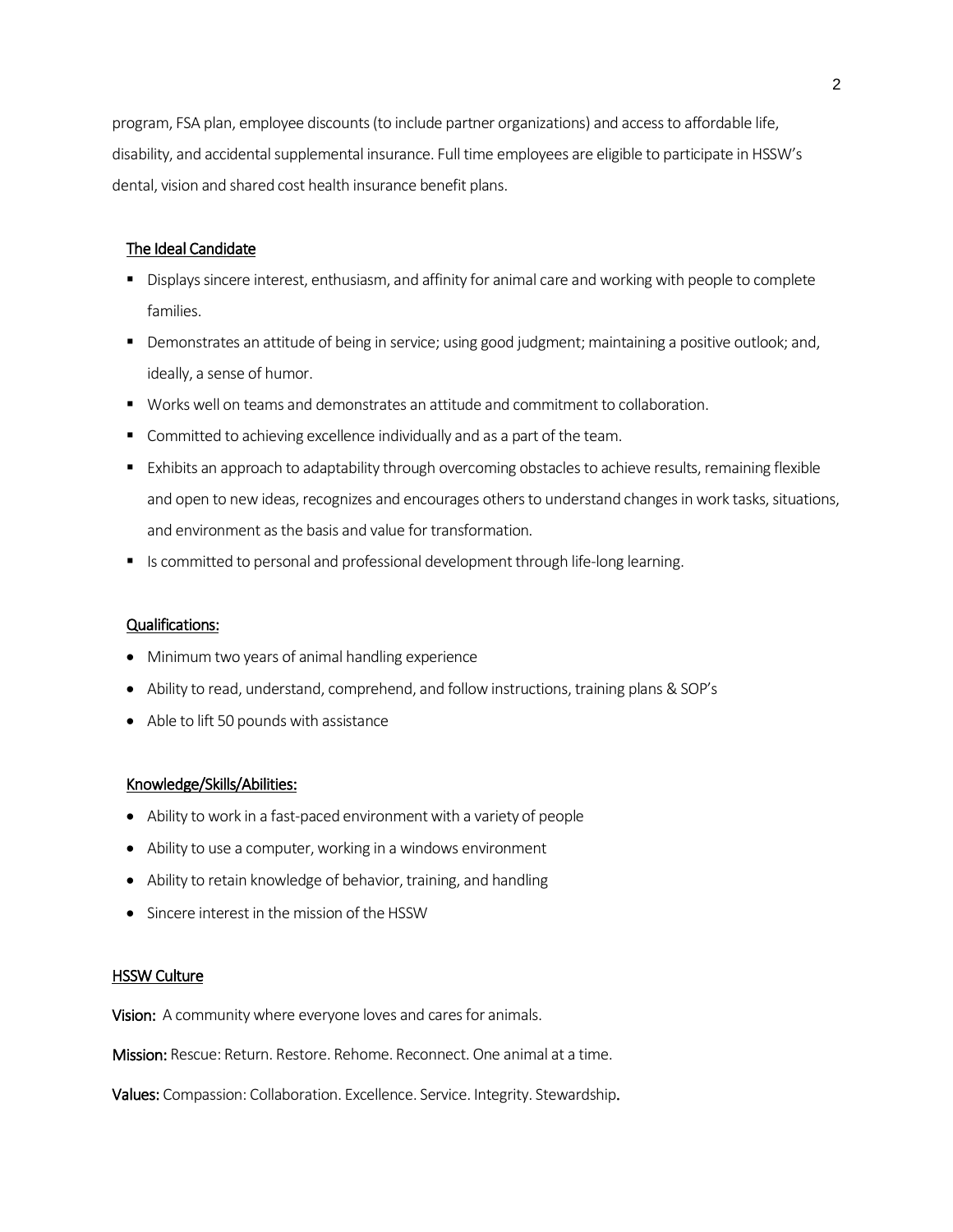program, FSA plan, employee discounts (to include partner organizations) and access to affordable life, disability, and accidental supplemental insurance. Full time employees are eligible to participate in HSSW's dental, vision and shared cost health insurance benefit plans.

## The Ideal Candidate

- Displays sincere interest, enthusiasm, and affinity for animal care and working with people to complete families.
- Demonstrates an attitude of being in service; using good judgment; maintaining a positive outlook; and, ideally, a sense of humor.
- Works well on teams and demonstrates an attitude and commitment to collaboration.
- Committed to achieving excellence individually and as a part of the team.
- Exhibits an approach to adaptability through overcoming obstacles to achieve results, remaining flexible and open to new ideas, recognizes and encourages others to understand changes in work tasks, situations, and environment as the basis and value for transformation.
- Is committed to personal and professional development through life-long learning.

## Qualifications:

- Minimum two years of animal handling experience
- Ability to read, understand, comprehend, and follow instructions, training plans & SOP's
- Able to lift 50 pounds with assistance

## Knowledge/Skills/Abilities:

- Ability to work in a fast-paced environment with a variety of people
- Ability to use a computer, working in a windows environment
- Ability to retain knowledge of behavior, training, and handling
- Sincere interest in the mission of the HSSW

## HSSW Culture

**Vision:** A community where everyone loves and cares for animals.

**Mission:** Rescue: Return. Restore. Rehome. Reconnect. One animal at a time.

**Values:** Compassion: Collaboration. Excellence. Service. Integrity. Stewardship.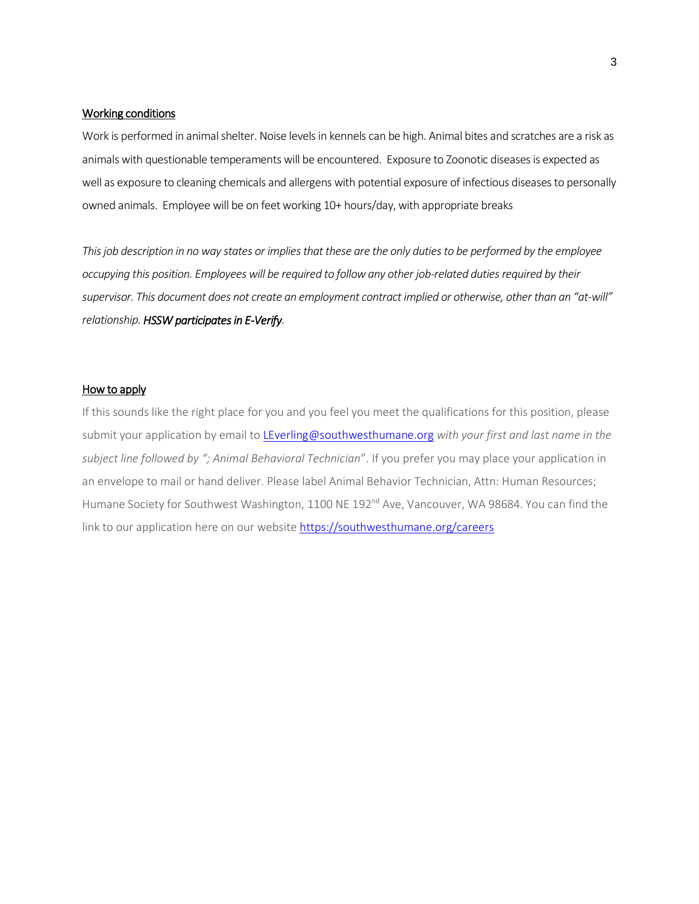## Working conditions

Work is performed in animal shelter. Noise levels in kennels can be high. Animal bites and scratches are a risk as animals with questionable temperaments will be encountered. Exposure to Zoonotic diseases is expected as well as exposure to cleaning chemicals and allergens with potential exposure of infectious diseases to personally owned animals. Employee will be on feet working 10+ hours/day, with appropriate breaks

*This job description in no way states or implies that these are the only duties to be performed by the employee occupying this position. Employees will be required to follow any other job-related duties required by their supervisor. This document does not create an employment contract implied or otherwise, other than an "at-will" relationship. **HSSW participates in E-Verify**.*

## How to apply

If this sounds like the right place for you and you feel you meet the qualifications for this position, please submit your application by email to [LEverling@southwesthumane.org](mailto:LEverling@southwesthumane.org) *with your first and last name in the subject line followed by "; Animal Behavioral Technician*". If you prefer you may place your application in an envelope to mail or hand deliver. Please label Animal Behavior Technician, Attn: Human Resources; Humane Society for Southwest Washington, 1100 NE 192nd Ave, Vancouver, WA 98684. You can find the link to our application here on our website [https://southwesthumane.org/careers](https://southwesthumane.org/careers)